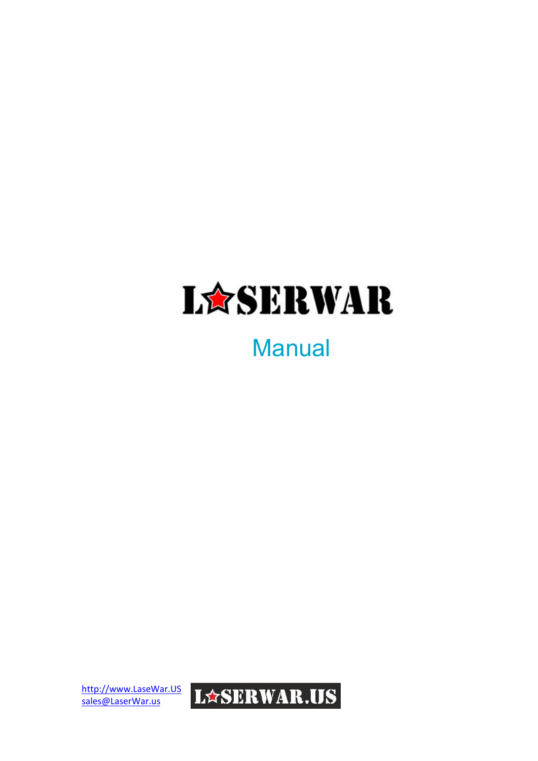# LASERWAR

## Manual

http://www.LaseWar.US
sales@LaserWar.us

LASERWAR.US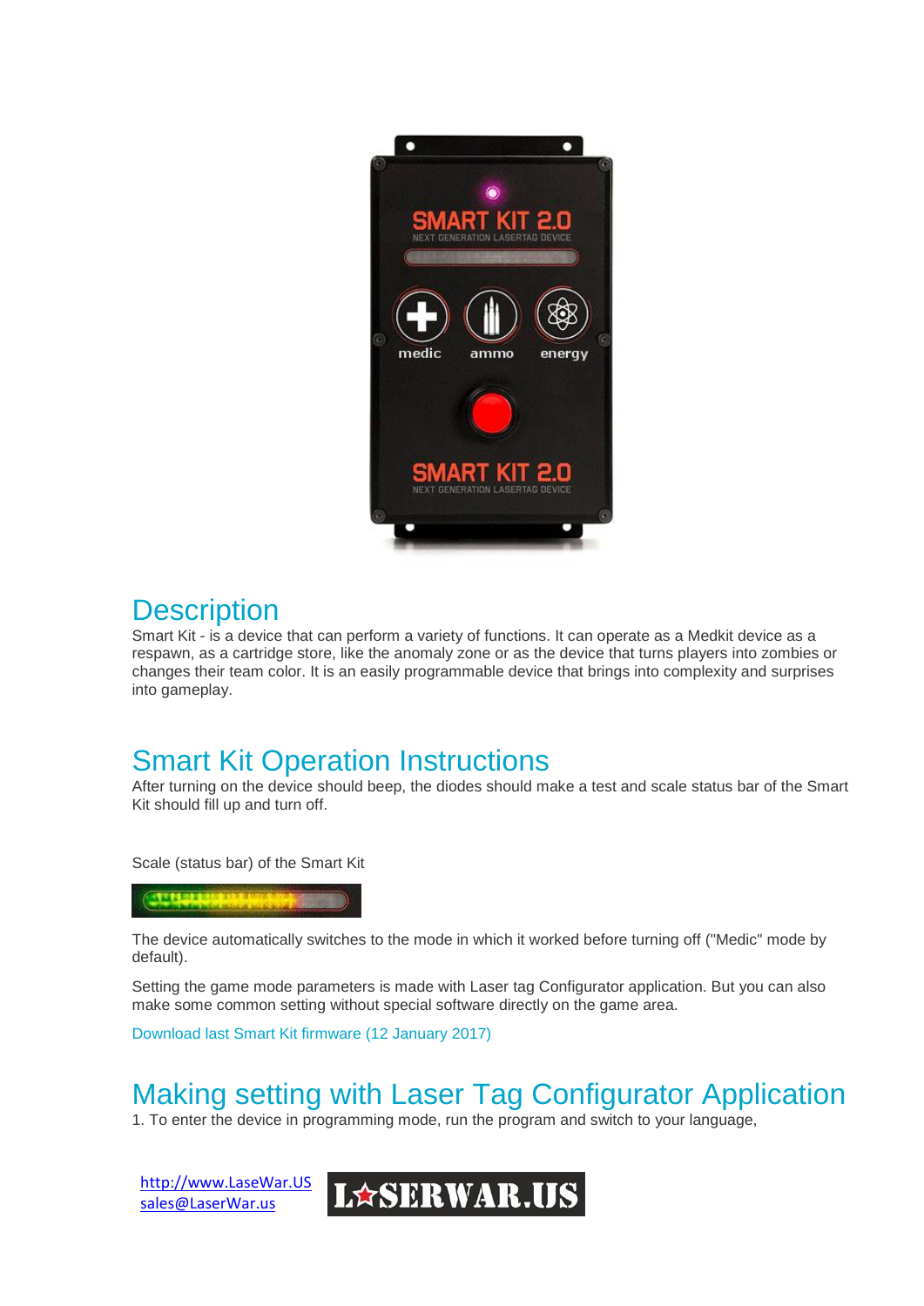## Description

Smart Kit - is a device that can perform a variety of functions. It can operate as a Medkit device as a respawn, as a cartridge store, like the anomaly zone or as the device that turns players into zombies or changes their team color. It is an easily programmable device that brings into complexity and surprises into gameplay.

## Smart Kit Operation Instructions

After turning on the device should beep, the diodes should make a test and scale status bar of the Smart Kit should fill up and turn off.

Scale (status bar) of the Smart Kit

The device automatically switches to the mode in which it worked before turning off ("Medic" mode by default).

Setting the game mode parameters is made with Laser tag Configurator application. But you can also make some common setting without special software directly on the game area.

Download last Smart Kit firmware (12 January 2017)

## Making setting with Laser Tag Configurator Application

1. To enter the device in programming mode, run the program and switch to your language,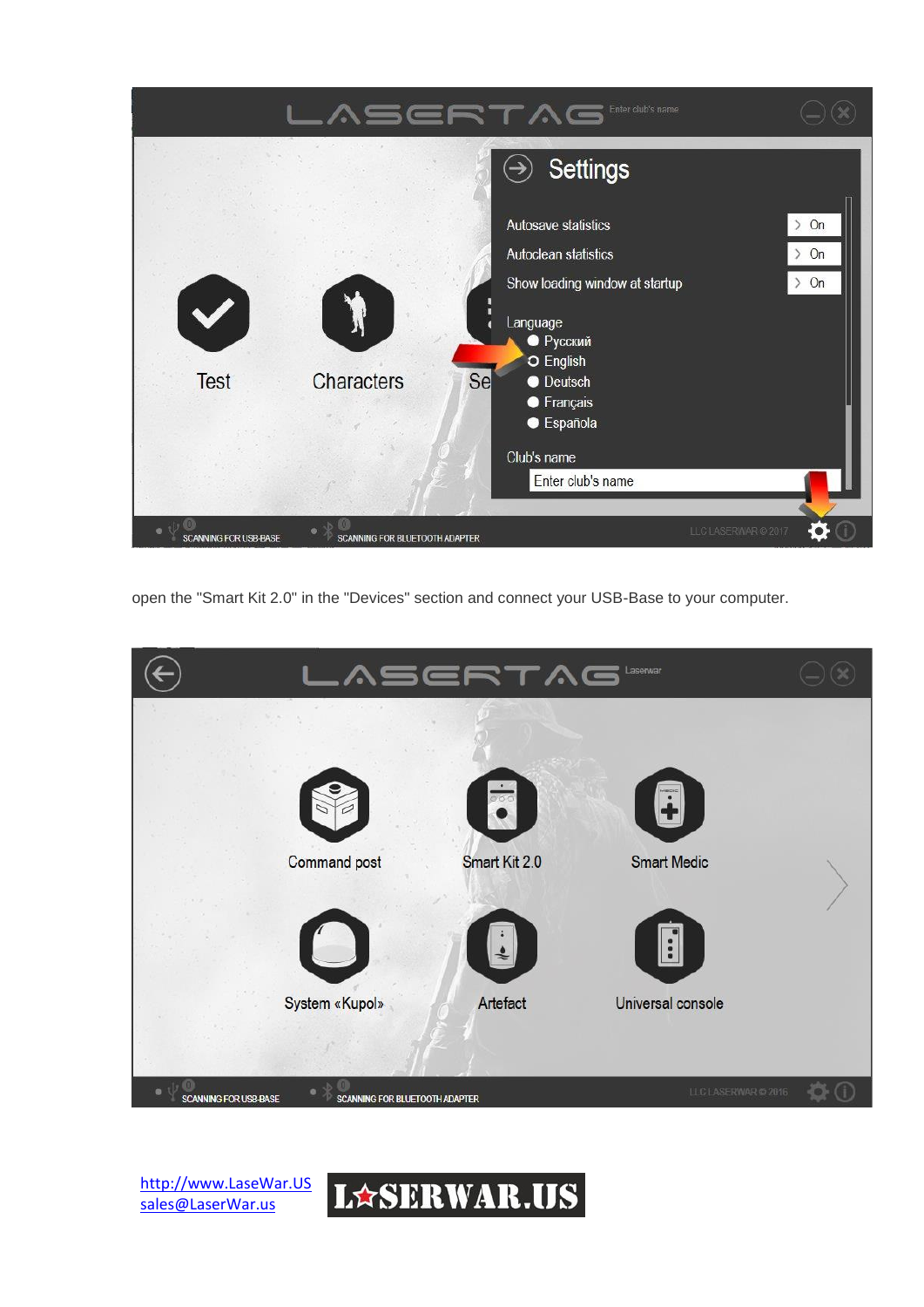open the "Smart Kit 2.0" in the "Devices" section and connect your USB-Base to your computer.

http://www.LaseWar.US
sales@LaserWar.us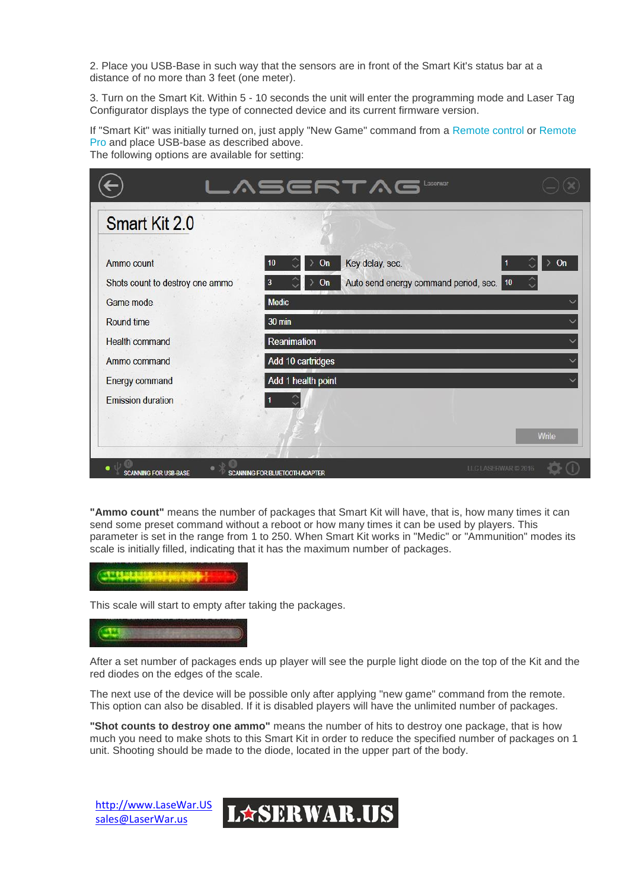2. Place you USB-Base in such way that the sensors are in front of the Smart Kit's status bar at a distance of no more than 3 feet (one meter).

3. Turn on the Smart Kit. Within 5 - 10 seconds the unit will enter the programming mode and Laser Tag Configurator displays the type of connected device and its current firmware version.

If "Smart Kit" was initially turned on, just apply "New Game" command from a Remote control or Remote Pro and place USB-base as described above.
The following options are available for setting:

"**Ammo count"** means the number of packages that Smart Kit will have, that is, how many times it can send some preset command without a reboot or how many times it can be used by players. This parameter is set in the range from 1 to 250. When Smart Kit works in "Medic" or "Ammunition" modes its scale is initially filled, indicating that it has the maximum number of packages.

This scale will start to empty after taking the packages.

After a set number of packages ends up player will see the purple light diode on the top of the Kit and the red diodes on the edges of the scale.

The next use of the device will be possible only after applying "new game" command from the remote. This option can also be disabled. If it is disabled players will have the unlimited number of packages.

**"Shot counts to destroy one ammo"** means the number of hits to destroy one package, that is how much you need to make shots to this Smart Kit in order to reduce the specified number of packages on 1 unit. Shooting should be made to the diode, located in the upper part of the body.

http://www.LaseWar.US
sales@LaserWar.us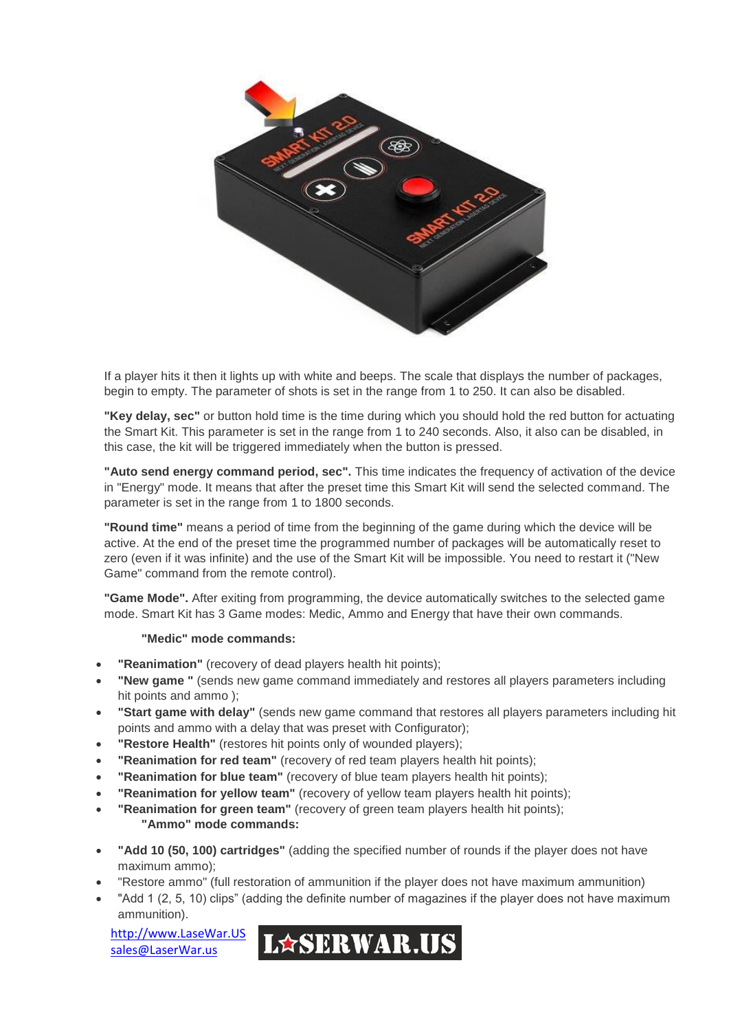If a player hits it then it lights up with white and beeps. The scale that displays the number of packages, begin to empty. The parameter of shots is set in the range from 1 to 250. It can also be disabled.

**"Key delay, sec"** or button hold time is the time during which you should hold the red button for actuating the Smart Kit. This parameter is set in the range from 1 to 240 seconds. Also, it also can be disabled, in this case, the kit will be triggered immediately when the button is pressed.

**"Auto send energy command period, sec".** This time indicates the frequency of activation of the device in "Energy" mode. It means that after the preset time this Smart Kit will send the selected command. The parameter is set in the range from 1 to 1800 seconds.

**"Round time"** means a period of time from the beginning of the game during which the device will be active. At the end of the preset time the programmed number of packages will be automatically reset to zero (even if it was infinite) and the use of the Smart Kit will be impossible. You need to restart it ("New Game" command from the remote control).

**"Game Mode".** After exiting from programming, the device automatically switches to the selected game mode. Smart Kit has 3 Game modes: Medic, Ammo and Energy that have their own commands.

**"Medic" mode commands:**

- **"Reanimation"** (recovery of dead players health hit points);
- **"New game "** (sends new game command immediately and restores all players parameters including hit points and ammo );
- **"Start game with delay"** (sends new game command that restores all players parameters including hit points and ammo with a delay that was preset with Configurator);
- **"Restore Health"** (restores hit points only of wounded players);
- **"Reanimation for red team"** (recovery of red team players health hit points);
- **"Reanimation for blue team"** (recovery of blue team players health hit points);
- **"Reanimation for yellow team"** (recovery of yellow team players health hit points);
- **"Reanimation for green team"** (recovery of green team players health hit points);

**"Ammo" mode commands:**

- **"Add 10 (50, 100) cartridges"** (adding the specified number of rounds if the player does not have maximum ammo);
- "Restore ammo" (full restoration of ammunition if the player does not have maximum ammunition)
- "Add 1 (2, 5, 10) clips" (adding the definite number of magazines if the player does not have maximum ammunition).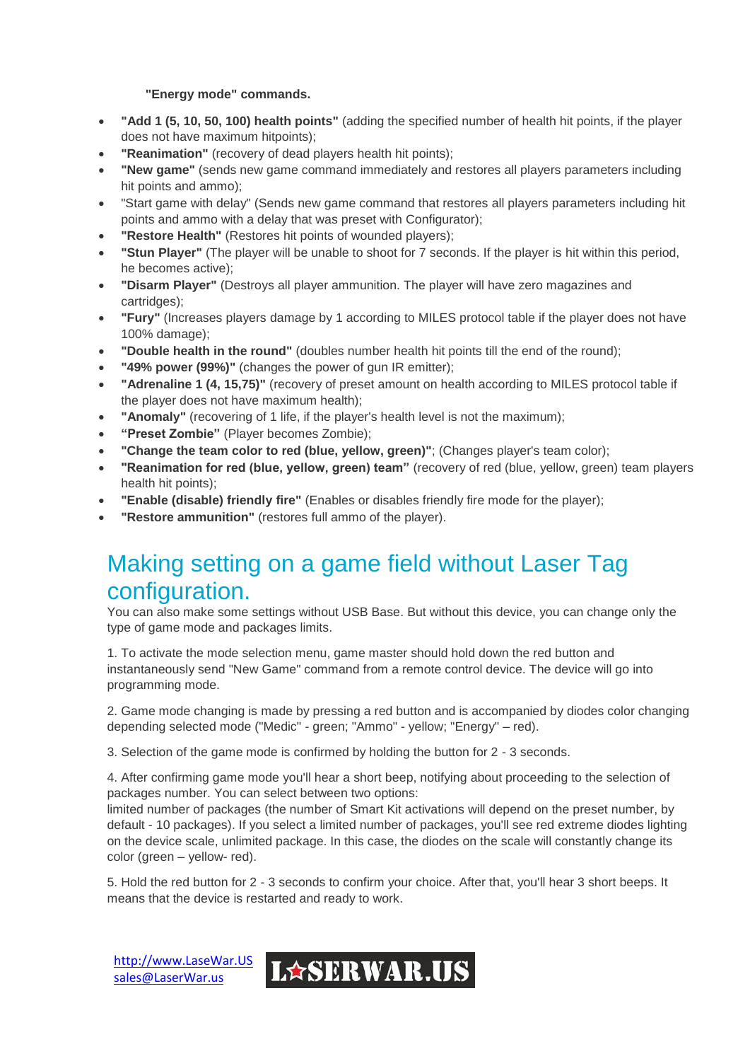**"Energy mode" commands.**

- **"Add 1 (5, 10, 50, 100) health points"** (adding the specified number of health hit points, if the player does not have maximum hitpoints);
- **"Reanimation"** (recovery of dead players health hit points);
- **"New game"** (sends new game command immediately and restores all players parameters including hit points and ammo);
- "Start game with delay" (Sends new game command that restores all players parameters including hit points and ammo with a delay that was preset with Configurator);
- **"Restore Health"** (Restores hit points of wounded players);
- **"Stun Player"** (The player will be unable to shoot for 7 seconds. If the player is hit within this period, he becomes active);
- **"Disarm Player"** (Destroys all player ammunition. The player will have zero magazines and cartridges);
- **"Fury"** (Increases players damage by 1 according to MILES protocol table if the player does not have 100% damage);
- **"Double health in the round"** (doubles number health hit points till the end of the round);
- **"49% power (99%)"** (changes the power of gun IR emitter);
- **"Adrenaline 1 (4, 15,75)"** (recovery of preset amount on health according to MILES protocol table if the player does not have maximum health);
- **"Anomaly"** (recovering of 1 life, if the player's health level is not the maximum);
- **"Preset Zombie"** (Player becomes Zombie);
- **"Change the team color to red (blue, yellow, green)"**; (Changes player's team color);
- **"Reanimation for red (blue, yellow, green) team"** (recovery of red (blue, yellow, green) team players health hit points);
- **"Enable (disable) friendly fire"** (Enables or disables friendly fire mode for the player);
- **"Restore ammunition"** (restores full ammo of the player).

# Making setting on a game field without Laser Tag configuration.

You can also make some settings without USB Base. But without this device, you can change only the type of game mode and packages limits.

1. To activate the mode selection menu, game master should hold down the red button and instantaneously send "New Game" command from a remote control device. The device will go into programming mode.

2. Game mode changing is made by pressing a red button and is accompanied by diodes color changing depending selected mode ("Medic" - green; "Ammo" - yellow; "Energy" – red).

3. Selection of the game mode is confirmed by holding the button for 2 - 3 seconds.

4. After confirming game mode you'll hear a short beep, notifying about proceeding to the selection of packages number. You can select between two options:
limited number of packages (the number of Smart Kit activations will depend on the preset number, by default - 10 packages). If you select a limited number of packages, you'll see red extreme diodes lighting on the device scale, unlimited package. In this case, the diodes on the scale will constantly change its color (green – yellow- red).

5. Hold the red button for 2 - 3 seconds to confirm your choice. After that, you'll hear 3 short beeps. It means that the device is restarted and ready to work.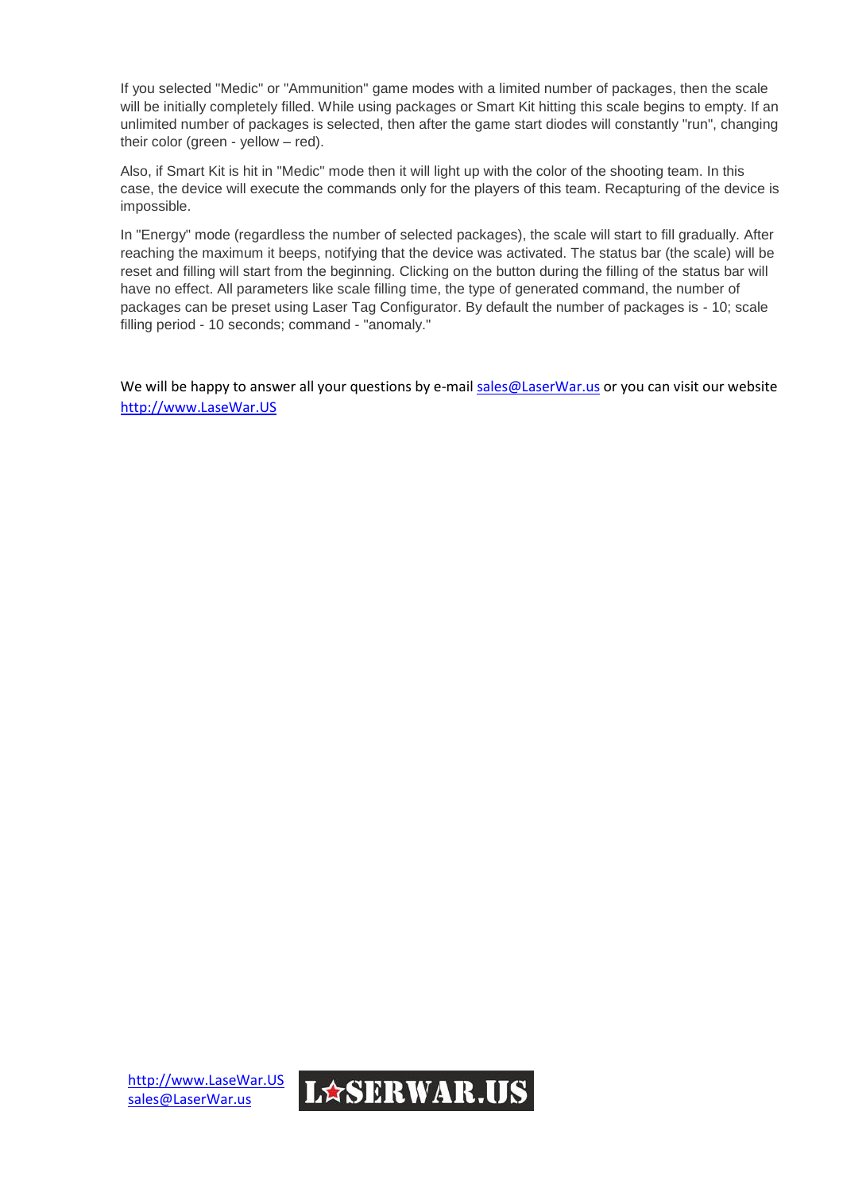If you selected "Medic" or "Ammunition" game modes with a limited number of packages, then the scale will be initially completely filled. While using packages or Smart Kit hitting this scale begins to empty. If an unlimited number of packages is selected, then after the game start diodes will constantly "run", changing their color (green - yellow – red).

Also, if Smart Kit is hit in "Medic" mode then it will light up with the color of the shooting team. In this case, the device will execute the commands only for the players of this team. Recapturing of the device is impossible.

In "Energy" mode (regardless the number of selected packages), the scale will start to fill gradually. After reaching the maximum it beeps, notifying that the device was activated. The status bar (the scale) will be reset and filling will start from the beginning. Clicking on the button during the filling of the status bar will have no effect. All parameters like scale filling time, the type of generated command, the number of packages can be preset using Laser Tag Configurator. By default the number of packages is - 10; scale filling period - 10 seconds; command - "anomaly."

We will be happy to answer all your questions by e-mail [sales@LaserWar.us](mailto:sales@LaserWar.us) or you can visit our website [http://www.LaseWar.US](http://www.LaseWar.US)